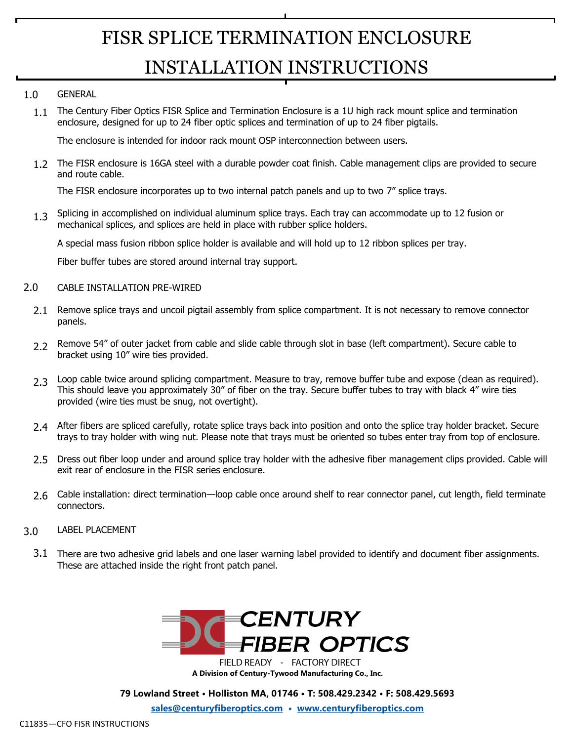# FISR SPLICE TERMINATION ENCLOSURE INSTALLATION INSTRUCTIONS

## 1.0 GENERAL

1.1 The Century Fiber Optics FISR Splice and Termination Enclosure is a 1U high rack mount splice and termination enclosure, designed for up to 24 fiber optic splices and termination of up to 24 fiber pigtails.

The enclosure is intended for indoor rack mount OSP interconnection between users.

1.2 The FISR enclosure is 16GA steel with a durable powder coat finish. Cable management clips are provided to secure and route cable.

The FISR enclosure incorporates up to two internal patch panels and up to two 7" splice trays.

1.3 Splicing in accomplished on individual aluminum splice trays. Each tray can accommodate up to 12 fusion or mechanical splices, and splices are held in place with rubber splice holders.

A special mass fusion ribbon splice holder is available and will hold up to 12 ribbon splices per tray.

Fiber buffer tubes are stored around internal tray support.

## 2.0 CABLE INSTALLATION PRE-WIRED

2.1 Remove splice trays and uncoil pigtail assembly from splice compartment. It is not necessary to remove connector panels.

2.2 Remove 54" of outer jacket from cable and slide cable through slot in base (left compartment). Secure cable to bracket using 10" wire ties provided.

2.3 Loop cable twice around splicing compartment. Measure to tray, remove buffer tube and expose (clean as required). This should leave you approximately 30" of fiber on the tray. Secure buffer tubes to tray with black 4" wire ties provided (wire ties must be snug, not overtight).

2.4 After fibers are spliced carefully, rotate splice trays back into position and onto the splice tray holder bracket. Secure trays to tray holder with wing nut. Please note that trays must be oriented so tubes enter tray from top of enclosure.

2.5 Dress out fiber loop under and around splice tray holder with the adhesive fiber management clips provided. Cable will exit rear of enclosure in the FISR series enclosure.

2.6 Cable installation: direct termination—loop cable once around shelf to rear connector panel, cut length, field terminate connectors.

## 3.0 LABEL PLACEMENT

3.1 There are two adhesive grid labels and one laser warning label provided to identify and document fiber assignments. These are attached inside the right front patch panel.

CENTURY FIBER OPTICS

FIELD READY - FACTORY DIRECT

**A Division of Century-Tywood Manufacturing Co., Inc.**

**79 Lowland Street • Holliston MA, 01746 • T: 508.429.2342 • F: 508.429.5693**

**sales@centuryfiberoptics.com • www.centuryfiberoptics.com**

C11835—CFO FISR INSTRUCTIONS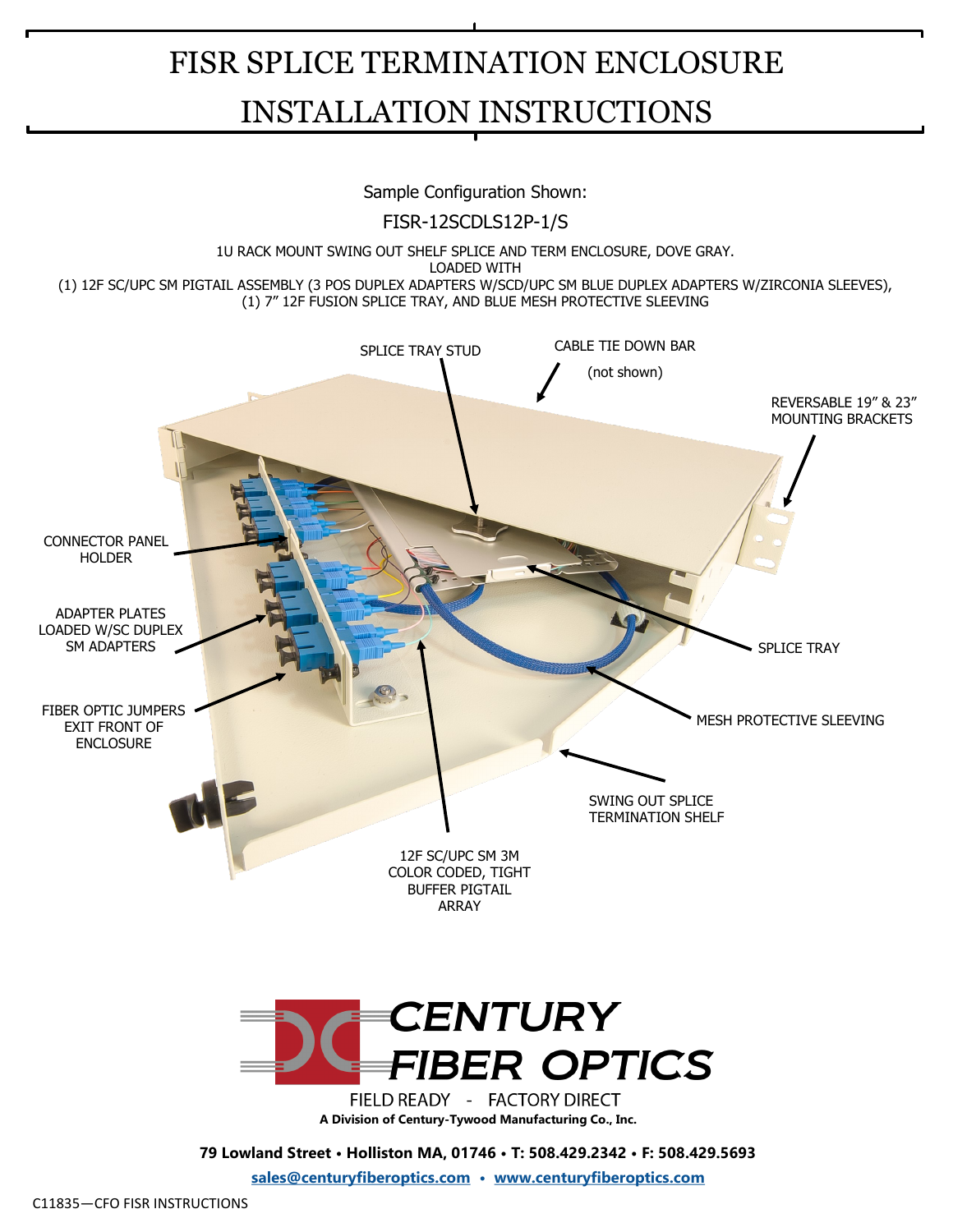# FISR SPLICE TERMINATION ENCLOSURE

# INSTALLATION INSTRUCTIONS

Sample Configuration Shown:

FISR-12SCDLS12P-1/S

1U RACK MOUNT SWING OUT SHELF SPLICE AND TERM ENCLOSURE, DOVE GRAY.
LOADED WITH
(1) 12F SC/UPC SM PIGTAIL ASSEMBLY (3 POS DUPLEX ADAPTERS W/SCD/UPC SM BLUE DUPLEX ADAPTERS W/ZIRCONIA SLEEVES),
(1) 7” 12F FUSION SPLICE TRAY, AND BLUE MESH PROTECTIVE SLEEVING

SPLICE TRAY STUD

CABLE TIE DOWN BAR
(not shown)

REVERSABLE 19” & 23” MOUNTING BRACKETS

CONNECTOR PANEL HOLDER

ADAPTER PLATES LOADED W/SC DUPLEX SM ADAPTERS

FIBER OPTIC JUMPERS EXIT FRONT OF ENCLOSURE

SPLICE TRAY

MESH PROTECTIVE SLEEVING

SWING OUT SPLICE TERMINATION SHELF

12F SC/UPC SM 3M COLOR CODED, TIGHT BUFFER PIGTAIL ARRAY

CENTURY FIBER OPTICS

FIELD READY - FACTORY DIRECT

**A Division of Century-Tywood Manufacturing Co., Inc.**

**79 Lowland Street • Holliston MA, 01746 • T: 508.429.2342 • F: 508.429.5693**

**sales@centuryfiberoptics.com • www.centuryfiberoptics.com**

C11835—CFO FISR INSTRUCTIONS